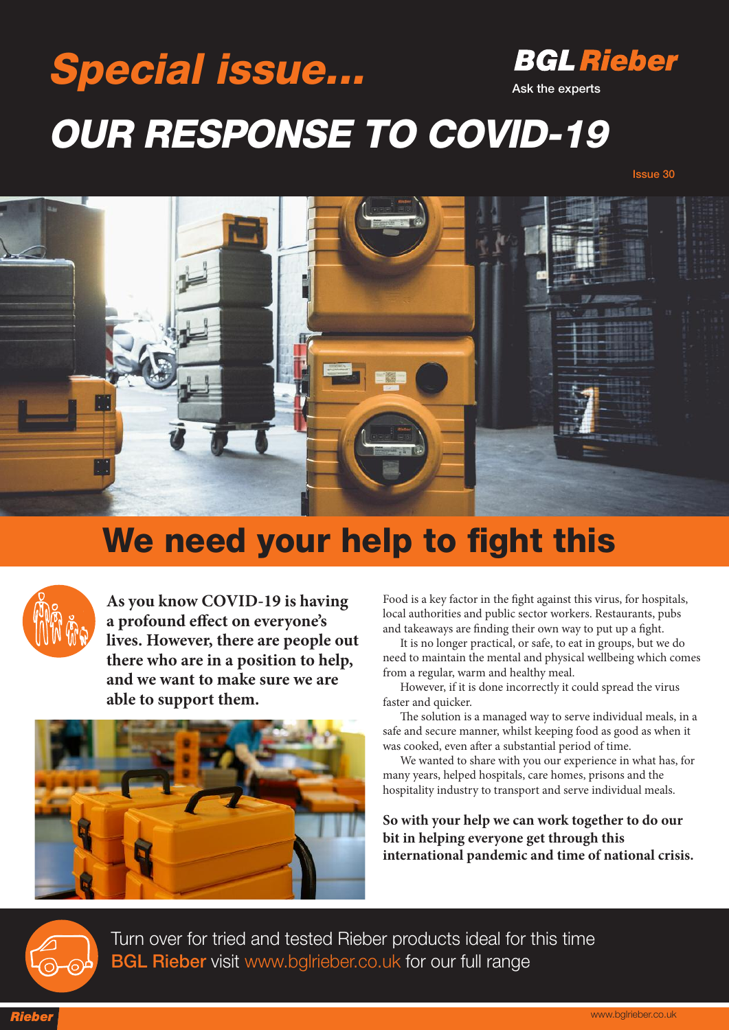# Special issue...

**BGL Rieber**
Ask the experts

# OUR RESPONSE TO COVID-19

## We need your help to fight this

**As you know COVID-19 is having a profound effect on everyone's lives. However, there are people out there who are in a position to help, and we want to make sure we are able to support them.**

Food is a key factor in the fight against this virus, for hospitals, local authorities and public sector workers. Restaurants, pubs and takeaways are finding their own way to put up a fight.

It is no longer practical, or safe, to eat in groups, but we do need to maintain the mental and physical wellbeing which comes from a regular, warm and healthy meal.

However, if it is done incorrectly it could spread the virus faster and quicker.

The solution is a managed way to serve individual meals, in a safe and secure manner, whilst keeping food as good as when it was cooked, even after a substantial period of time.

We wanted to share with you our experience in what has, for many years, helped hospitals, care homes, prisons and the hospitality industry to transport and serve individual meals.

**So with your help we can work together to do our bit in helping everyone get through this international pandemic and time of national crisis.**

Turn over for tried and tested Rieber products ideal for this time
**BGL Rieber** visit www.bglrieber.co.uk for our full range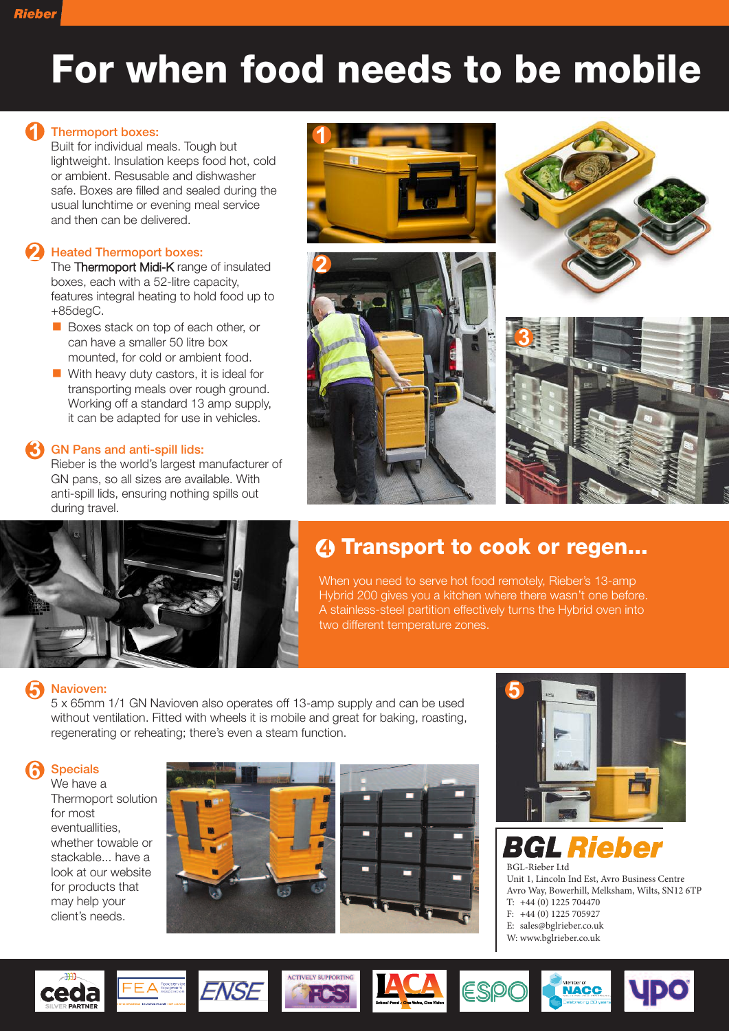# For when food needs to be mobile

### 1 Thermoport boxes:

Built for individual meals. Tough but lightweight. Insulation keeps food hot, cold or ambient. Resusable and dishwasher safe. Boxes are filled and sealed during the usual lunchtime or evening meal service and then can be delivered.

### 2 Heated Thermoport boxes:

The Thermoport Midi-K range of insulated boxes, each with a 52-litre capacity, features integral heating to hold food up to +85degC.

- Boxes stack on top of each other, or can have a smaller 50 litre box mounted, for cold or ambient food.
- With heavy duty castors, it is ideal for transporting meals over rough ground. Working off a standard 13 amp supply, it can be adapted for use in vehicles.

### 3 GN Pans and anti-spill lids:

Rieber is the world's largest manufacturer of GN pans, so all sizes are available. With anti-spill lids, ensuring nothing spills out during travel.

## 4 Transport to cook or regen...

When you need to serve hot food remotely, Rieber's 13-amp Hybrid 200 gives you a kitchen where there wasn't one before. A stainless-steel partition effectively turns the Hybrid oven into two different temperature zones.

### 5 Navioven:

5 x 65mm 1/1 GN Navioven also operates off 13-amp supply and can be used without ventilation. Fitted with wheels it is mobile and great for baking, roasting, regenerating or reheating; there's even a steam function.

### 6 Specials

We have a Thermoport solution for most eventuallities, whether towable or stackable... have a look at our website for products that may help your client's needs.

**BGL Rieber**

BGL-Rieber Ltd
Unit 1, Lincoln Ind Est, Avro Business Centre
Avro Way, Bowerhill, Melksham, Wilts, SN12 6TP
T: +44 (0) 1225 704470
F: +44 (0) 1225 705927
E: sales@bglrieber.co.uk
W: www.bglrieber.co.uk